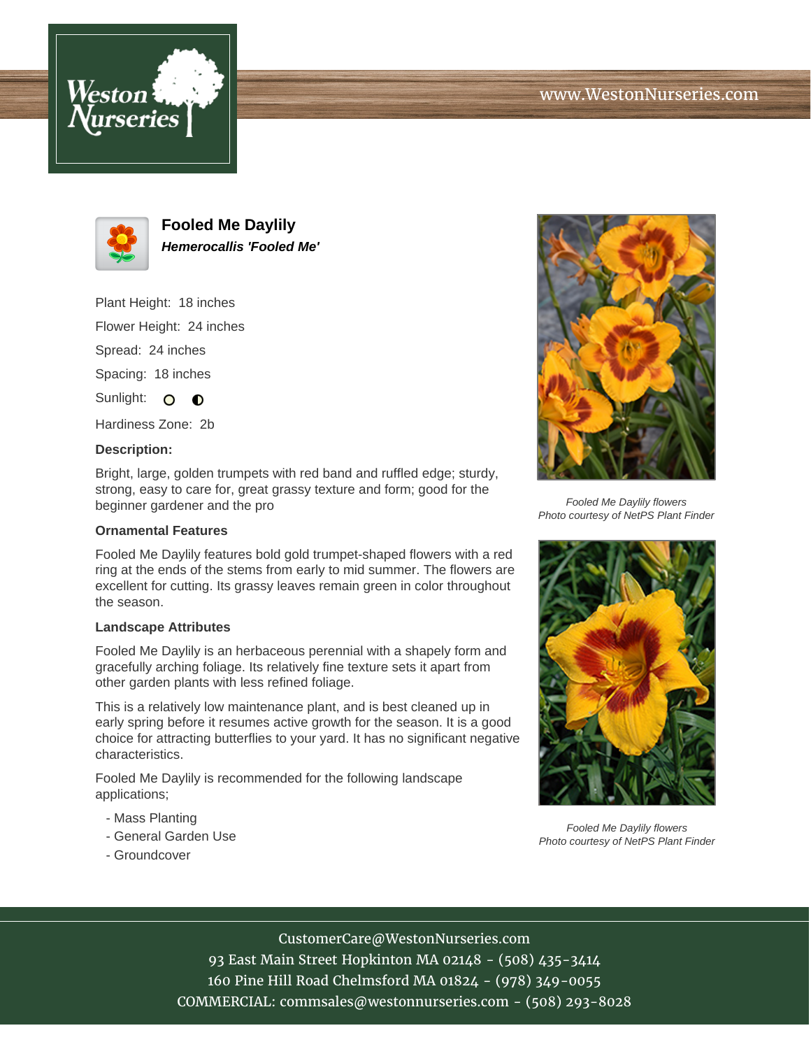# Fooled Me Daylily

***Hemerocallis 'Fooled Me'***

Plant Height: 18 inches

Flower Height: 24 inches

Spread: 24 inches

Spacing: 18 inches

Sunlight:

Hardiness Zone: 2b

**Description:**

Bright, large, golden trumpets with red band and ruffled edge; sturdy, strong, easy to care for, great grassy texture and form; good for the beginner gardener and the pro

### Ornamental Features

Fooled Me Daylily features bold gold trumpet-shaped flowers with a red ring at the ends of the stems from early to mid summer. The flowers are excellent for cutting. Its grassy leaves remain green in color throughout the season.

### Landscape Attributes

Fooled Me Daylily is an herbaceous perennial with a shapely form and gracefully arching foliage. Its relatively fine texture sets it apart from other garden plants with less refined foliage.

This is a relatively low maintenance plant, and is best cleaned up in early spring before it resumes active growth for the season. It is a good choice for attracting butterflies to your yard. It has no significant negative characteristics.

Fooled Me Daylily is recommended for the following landscape applications;

- Mass Planting
- General Garden Use
- Groundcover

*Fooled Me Daylily flowers*
*Photo courtesy of NetPS Plant Finder*

*Fooled Me Daylily flowers*
*Photo courtesy of NetPS Plant Finder*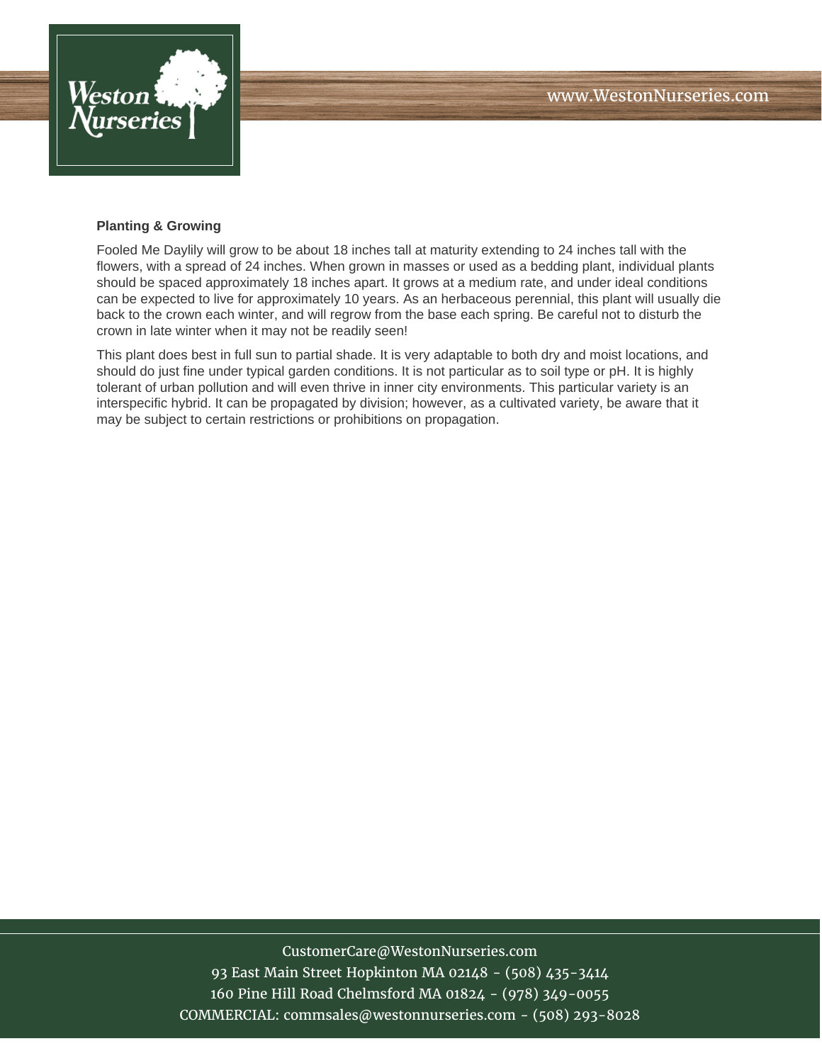**Planting & Growing**

Fooled Me Daylily will grow to be about 18 inches tall at maturity extending to 24 inches tall with the flowers, with a spread of 24 inches. When grown in masses or used as a bedding plant, individual plants should be spaced approximately 18 inches apart. It grows at a medium rate, and under ideal conditions can be expected to live for approximately 10 years. As an herbaceous perennial, this plant will usually die back to the crown each winter, and will regrow from the base each spring. Be careful not to disturb the crown in late winter when it may not be readily seen!

This plant does best in full sun to partial shade. It is very adaptable to both dry and moist locations, and should do just fine under typical garden conditions. It is not particular as to soil type or pH. It is highly tolerant of urban pollution and will even thrive in inner city environments. This particular variety is an interspecific hybrid. It can be propagated by division; however, as a cultivated variety, be aware that it may be subject to certain restrictions or prohibitions on propagation.